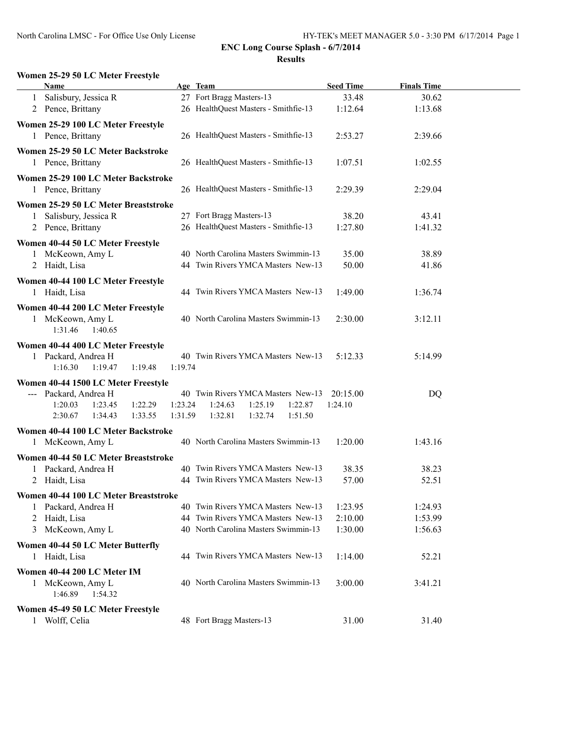# ENC Long Course Splash - 6/7/2014

## Results

### Women 25-29 50 LC Meter Freestyle

| | Name | Age | Team | Seed Time | Finals Time |
|---|---|---|---|---|---|
| 1 | Salisbury, Jessica R | 27 | Fort Bragg Masters-13 | 33.48 | 30.62 |
| 2 | Pence, Brittany | 26 | HealthQuest Masters - Smithfie-13 | 1:12.64 | 1:13.68 |

### Women 25-29 100 LC Meter Freestyle

| | Name | Age | Team | Seed Time | Finals Time |
|---|---|---|---|---|---|
| 1 | Pence, Brittany | 26 | HealthQuest Masters - Smithfie-13 | 2:53.27 | 2:39.66 |

### Women 25-29 50 LC Meter Backstroke

| | Name | Age | Team | Seed Time | Finals Time |
|---|---|---|---|---|---|
| 1 | Pence, Brittany | 26 | HealthQuest Masters - Smithfie-13 | 1:07.51 | 1:02.55 |

### Women 25-29 100 LC Meter Backstroke

| | Name | Age | Team | Seed Time | Finals Time |
|---|---|---|---|---|---|
| 1 | Pence, Brittany | 26 | HealthQuest Masters - Smithfie-13 | 2:29.39 | 2:29.04 |

### Women 25-29 50 LC Meter Breaststroke

| | Name | Age | Team | Seed Time | Finals Time |
|---|---|---|---|---|---|
| 1 | Salisbury, Jessica R | 27 | Fort Bragg Masters-13 | 38.20 | 43.41 |
| 2 | Pence, Brittany | 26 | HealthQuest Masters - Smithfie-13 | 1:27.80 | 1:41.32 |

### Women 40-44 50 LC Meter Freestyle

| | Name | Age | Team | Seed Time | Finals Time |
|---|---|---|---|---|---|
| 1 | McKeown, Amy L | 40 | North Carolina Masters Swimmin-13 | 35.00 | 38.89 |
| 2 | Haidt, Lisa | 44 | Twin Rivers YMCA Masters New-13 | 50.00 | 41.86 |

### Women 40-44 100 LC Meter Freestyle

| | Name | Age | Team | Seed Time | Finals Time |
|---|---|---|---|---|---|
| 1 | Haidt, Lisa | 44 | Twin Rivers YMCA Masters New-13 | 1:49.00 | 1:36.74 |

### Women 40-44 200 LC Meter Freestyle

| | Name | Age | Team | Seed Time | Finals Time |
|---|---|---|---|---|---|
| 1 | McKeown, Amy L | 40 | North Carolina Masters Swimmin-13 | 2:30.00 | 3:12.11 |

Splits: 1:31.46 1:40.65

### Women 40-44 400 LC Meter Freestyle

| | Name | Age | Team | Seed Time | Finals Time |
|---|---|---|---|---|---|
| 1 | Packard, Andrea H | 40 | Twin Rivers YMCA Masters New-13 | 5:12.33 | 5:14.99 |

Splits: 1:16.30 1:19.47 1:19.48 1:19.74

### Women 40-44 1500 LC Meter Freestyle

| | Name | Age | Team | Seed Time | Finals Time |
|---|---|---|---|---|---|
| --- | Packard, Andrea H | 40 | Twin Rivers YMCA Masters New-13 | 20:15.00 | DQ |

Splits: 1:20.03 1:23.45 1:22.29 1:23.24 1:24.63 1:25.19 1:22.87 1:24.10
2:30.67 1:34.43 1:33.55 1:31.59 1:32.81 1:32.74 1:51.50

### Women 40-44 100 LC Meter Backstroke

| | Name | Age | Team | Seed Time | Finals Time |
|---|---|---|---|---|---|
| 1 | McKeown, Amy L | 40 | North Carolina Masters Swimmin-13 | 1:20.00 | 1:43.16 |

### Women 40-44 50 LC Meter Breaststroke

| | Name | Age | Team | Seed Time | Finals Time |
|---|---|---|---|---|---|
| 1 | Packard, Andrea H | 40 | Twin Rivers YMCA Masters New-13 | 38.35 | 38.23 |
| 2 | Haidt, Lisa | 44 | Twin Rivers YMCA Masters New-13 | 57.00 | 52.51 |

### Women 40-44 100 LC Meter Breaststroke

| | Name | Age | Team | Seed Time | Finals Time |
|---|---|---|---|---|---|
| 1 | Packard, Andrea H | 40 | Twin Rivers YMCA Masters New-13 | 1:23.95 | 1:24.93 |
| 2 | Haidt, Lisa | 44 | Twin Rivers YMCA Masters New-13 | 2:10.00 | 1:53.99 |
| 3 | McKeown, Amy L | 40 | North Carolina Masters Swimmin-13 | 1:30.00 | 1:56.63 |

### Women 40-44 50 LC Meter Butterfly

| | Name | Age | Team | Seed Time | Finals Time |
|---|---|---|---|---|---|
| 1 | Haidt, Lisa | 44 | Twin Rivers YMCA Masters New-13 | 1:14.00 | 52.21 |

### Women 40-44 200 LC Meter IM

| | Name | Age | Team | Seed Time | Finals Time |
|---|---|---|---|---|---|
| 1 | McKeown, Amy L | 40 | North Carolina Masters Swimmin-13 | 3:00.00 | 3:41.21 |

Splits: 1:46.89 1:54.32

### Women 45-49 50 LC Meter Freestyle

| | Name | Age | Team | Seed Time | Finals Time |
|---|---|---|---|---|---|
| 1 | Wolff, Celia | 48 | Fort Bragg Masters-13 | 31.00 | 31.40 |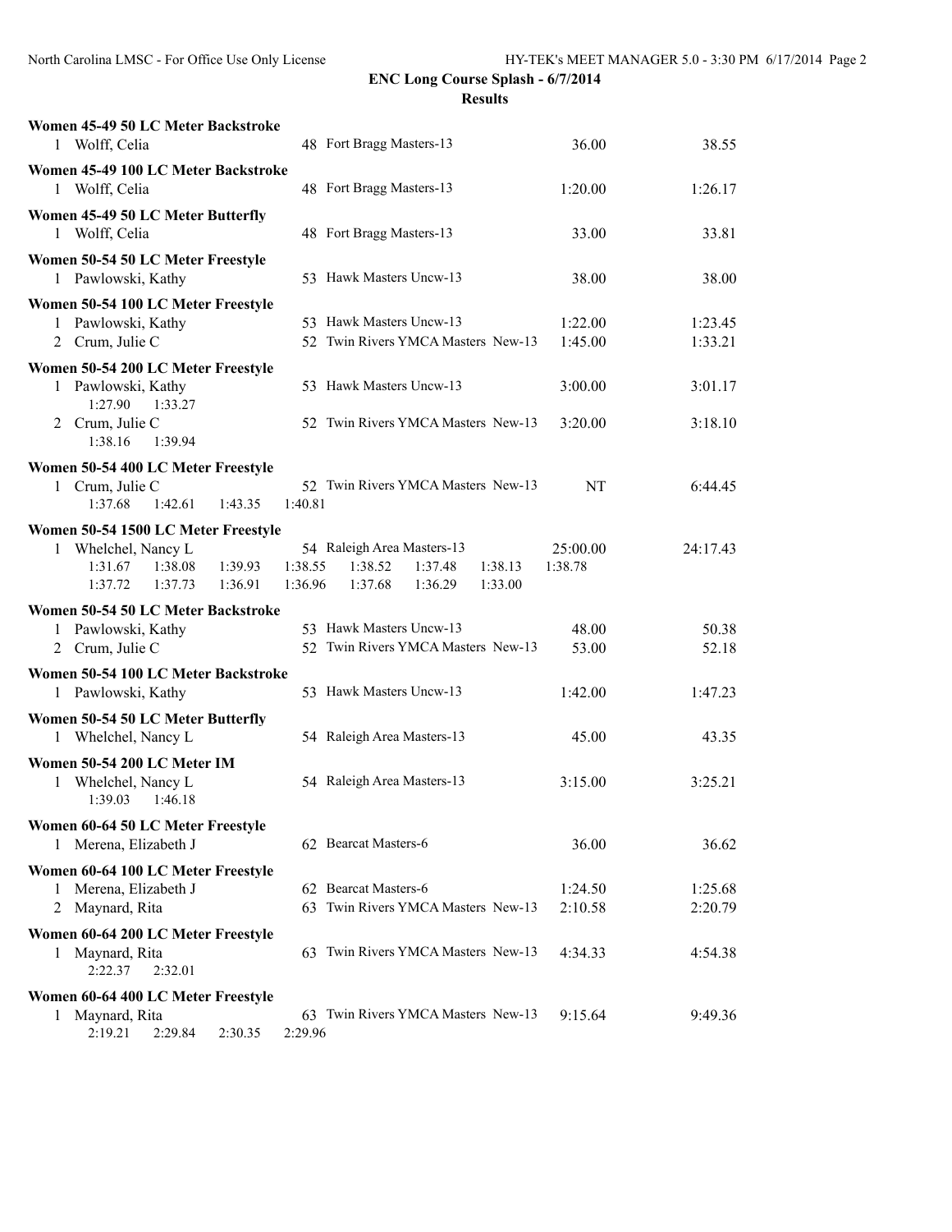**ENC Long Course Splash - 6/7/2014**

**Results**

**Women 45-49 50 LC Meter Backstroke**

| | Name | Age | Team | Seed Time | Finals Time |
|---|---|---|---|---|---|
| 1 | Wolff, Celia | 48 | Fort Bragg Masters-13 | 36.00 | 38.55 |

**Women 45-49 100 LC Meter Backstroke**

| | Name | Age | Team | Seed Time | Finals Time |
|---|---|---|---|---|---|
| 1 | Wolff, Celia | 48 | Fort Bragg Masters-13 | 1:20.00 | 1:26.17 |

**Women 45-49 50 LC Meter Butterfly**

| | Name | Age | Team | Seed Time | Finals Time |
|---|---|---|---|---|---|
| 1 | Wolff, Celia | 48 | Fort Bragg Masters-13 | 33.00 | 33.81 |

**Women 50-54 50 LC Meter Freestyle**

| | Name | Age | Team | Seed Time | Finals Time |
|---|---|---|---|---|---|
| 1 | Pawlowski, Kathy | 53 | Hawk Masters Uncw-13 | 38.00 | 38.00 |

**Women 50-54 100 LC Meter Freestyle**

| | Name | Age | Team | Seed Time | Finals Time |
|---|---|---|---|---|---|
| 1 | Pawlowski, Kathy | 53 | Hawk Masters Uncw-13 | 1:22.00 | 1:23.45 |
| 2 | Crum, Julie C | 52 | Twin Rivers YMCA Masters New-13 | 1:45.00 | 1:33.21 |

**Women 50-54 200 LC Meter Freestyle**

| | Name | Age | Team | Seed Time | Finals Time |
|---|---|---|---|---|---|
| 1 | Pawlowski, Kathy | 53 | Hawk Masters Uncw-13 | 3:00.00 | 3:01.17 |
| | 1:27.90 1:33.27 | | | | |
| 2 | Crum, Julie C | 52 | Twin Rivers YMCA Masters New-13 | 3:20.00 | 3:18.10 |
| | 1:38.16 1:39.94 | | | | |

**Women 50-54 400 LC Meter Freestyle**

| | Name | Age | Team | Seed Time | Finals Time |
|---|---|---|---|---|---|
| 1 | Crum, Julie C | 52 | Twin Rivers YMCA Masters New-13 | NT | 6:44.45 |
| | 1:37.68 1:42.61 1:43.35 1:40.81 | | | | |

**Women 50-54 1500 LC Meter Freestyle**

| | Name | Age | Team | Seed Time | Finals Time |
|---|---|---|---|---|---|
| 1 | Whelchel, Nancy L | 54 | Raleigh Area Masters-13 | 25:00.00 | 24:17.43 |
| | 1:31.67 1:38.08 1:39.93 1:38.55 1:38.52 1:37.48 1:38.13 1:38.78 | | | | |
| | 1:37.72 1:37.73 1:36.91 1:36.96 1:37.68 1:36.29 1:33.00 | | | | |

**Women 50-54 50 LC Meter Backstroke**

| | Name | Age | Team | Seed Time | Finals Time |
|---|---|---|---|---|---|
| 1 | Pawlowski, Kathy | 53 | Hawk Masters Uncw-13 | 48.00 | 50.38 |
| 2 | Crum, Julie C | 52 | Twin Rivers YMCA Masters New-13 | 53.00 | 52.18 |

**Women 50-54 100 LC Meter Backstroke**

| | Name | Age | Team | Seed Time | Finals Time |
|---|---|---|---|---|---|
| 1 | Pawlowski, Kathy | 53 | Hawk Masters Uncw-13 | 1:42.00 | 1:47.23 |

**Women 50-54 50 LC Meter Butterfly**

| | Name | Age | Team | Seed Time | Finals Time |
|---|---|---|---|---|---|
| 1 | Whelchel, Nancy L | 54 | Raleigh Area Masters-13 | 45.00 | 43.35 |

**Women 50-54 200 LC Meter IM**

| | Name | Age | Team | Seed Time | Finals Time |
|---|---|---|---|---|---|
| 1 | Whelchel, Nancy L | 54 | Raleigh Area Masters-13 | 3:15.00 | 3:25.21 |
| | 1:39.03 1:46.18 | | | | |

**Women 60-64 50 LC Meter Freestyle**

| | Name | Age | Team | Seed Time | Finals Time |
|---|---|---|---|---|---|
| 1 | Merena, Elizabeth J | 62 | Bearcat Masters-6 | 36.00 | 36.62 |

**Women 60-64 100 LC Meter Freestyle**

| | Name | Age | Team | Seed Time | Finals Time |
|---|---|---|---|---|---|
| 1 | Merena, Elizabeth J | 62 | Bearcat Masters-6 | 1:24.50 | 1:25.68 |
| 2 | Maynard, Rita | 63 | Twin Rivers YMCA Masters New-13 | 2:10.58 | 2:20.79 |

**Women 60-64 200 LC Meter Freestyle**

| | Name | Age | Team | Seed Time | Finals Time |
|---|---|---|---|---|---|
| 1 | Maynard, Rita | 63 | Twin Rivers YMCA Masters New-13 | 4:34.33 | 4:54.38 |
| | 2:22.37 2:32.01 | | | | |

**Women 60-64 400 LC Meter Freestyle**

| | Name | Age | Team | Seed Time | Finals Time |
|---|---|---|---|---|---|
| 1 | Maynard, Rita | 63 | Twin Rivers YMCA Masters New-13 | 9:15.64 | 9:49.36 |
| | 2:19.21 2:29.84 2:30.35 2:29.96 | | | | |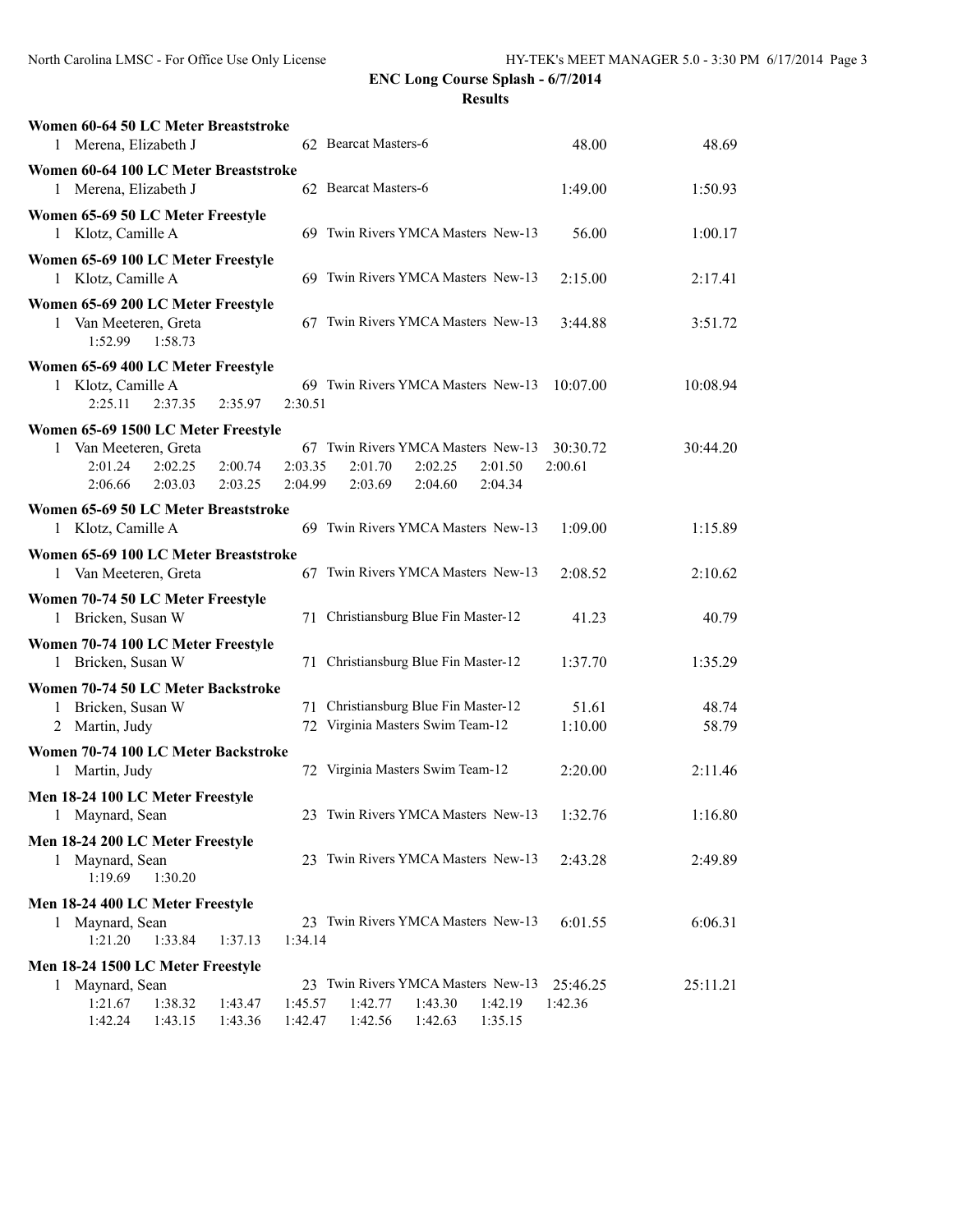**ENC Long Course Splash - 6/7/2014**

**Results**

**Women 60-64 50 LC Meter Breaststroke**

| | Name | Age | Team | Seed | Finals |
|---|---|---|---|---|---|
| 1 | Merena, Elizabeth J | 62 | Bearcat Masters-6 | 48.00 | 48.69 |

**Women 60-64 100 LC Meter Breaststroke**

| | Name | Age | Team | Seed | Finals |
|---|---|---|---|---|---|
| 1 | Merena, Elizabeth J | 62 | Bearcat Masters-6 | 1:49.00 | 1:50.93 |

**Women 65-69 50 LC Meter Freestyle**

| | Name | Age | Team | Seed | Finals |
|---|---|---|---|---|---|
| 1 | Klotz, Camille A | 69 | Twin Rivers YMCA Masters New-13 | 56.00 | 1:00.17 |

**Women 65-69 100 LC Meter Freestyle**

| | Name | Age | Team | Seed | Finals |
|---|---|---|---|---|---|
| 1 | Klotz, Camille A | 69 | Twin Rivers YMCA Masters New-13 | 2:15.00 | 2:17.41 |

**Women 65-69 200 LC Meter Freestyle**

| | Name | Age | Team | Seed | Finals |
|---|---|---|---|---|---|
| 1 | Van Meeteren, Greta | 67 | Twin Rivers YMCA Masters New-13 | 3:44.88 | 3:51.72 |

Splits: 1:52.99 1:58.73

**Women 65-69 400 LC Meter Freestyle**

| | Name | Age | Team | Seed | Finals |
|---|---|---|---|---|---|
| 1 | Klotz, Camille A | 69 | Twin Rivers YMCA Masters New-13 | 10:07.00 | 10:08.94 |

Splits: 2:25.11 2:37.35 2:35.97 2:30.51

**Women 65-69 1500 LC Meter Freestyle**

| | Name | Age | Team | Seed | Finals |
|---|---|---|---|---|---|
| 1 | Van Meeteren, Greta | 67 | Twin Rivers YMCA Masters New-13 | 30:30.72 | 30:44.20 |

Splits: 2:01.24 2:02.25 2:00.74 2:03.35 2:01.70 2:02.25 2:01.50 2:00.61
2:06.66 2:03.03 2:03.25 2:04.99 2:03.69 2:04.60 2:04.34

**Women 65-69 50 LC Meter Breaststroke**

| | Name | Age | Team | Seed | Finals |
|---|---|---|---|---|---|
| 1 | Klotz, Camille A | 69 | Twin Rivers YMCA Masters New-13 | 1:09.00 | 1:15.89 |

**Women 65-69 100 LC Meter Breaststroke**

| | Name | Age | Team | Seed | Finals |
|---|---|---|---|---|---|
| 1 | Van Meeteren, Greta | 67 | Twin Rivers YMCA Masters New-13 | 2:08.52 | 2:10.62 |

**Women 70-74 50 LC Meter Freestyle**

| | Name | Age | Team | Seed | Finals |
|---|---|---|---|---|---|
| 1 | Bricken, Susan W | 71 | Christiansburg Blue Fin Master-12 | 41.23 | 40.79 |

**Women 70-74 100 LC Meter Freestyle**

| | Name | Age | Team | Seed | Finals |
|---|---|---|---|---|---|
| 1 | Bricken, Susan W | 71 | Christiansburg Blue Fin Master-12 | 1:37.70 | 1:35.29 |

**Women 70-74 50 LC Meter Backstroke**

| | Name | Age | Team | Seed | Finals |
|---|---|---|---|---|---|
| 1 | Bricken, Susan W | 71 | Christiansburg Blue Fin Master-12 | 51.61 | 48.74 |
| 2 | Martin, Judy | 72 | Virginia Masters Swim Team-12 | 1:10.00 | 58.79 |

**Women 70-74 100 LC Meter Backstroke**

| | Name | Age | Team | Seed | Finals |
|---|---|---|---|---|---|
| 1 | Martin, Judy | 72 | Virginia Masters Swim Team-12 | 2:20.00 | 2:11.46 |

**Men 18-24 100 LC Meter Freestyle**

| | Name | Age | Team | Seed | Finals |
|---|---|---|---|---|---|
| 1 | Maynard, Sean | 23 | Twin Rivers YMCA Masters New-13 | 1:32.76 | 1:16.80 |

**Men 18-24 200 LC Meter Freestyle**

| | Name | Age | Team | Seed | Finals |
|---|---|---|---|---|---|
| 1 | Maynard, Sean | 23 | Twin Rivers YMCA Masters New-13 | 2:43.28 | 2:49.89 |

Splits: 1:19.69 1:30.20

**Men 18-24 400 LC Meter Freestyle**

| | Name | Age | Team | Seed | Finals |
|---|---|---|---|---|---|
| 1 | Maynard, Sean | 23 | Twin Rivers YMCA Masters New-13 | 6:01.55 | 6:06.31 |

Splits: 1:21.20 1:33.84 1:37.13 1:34.14

**Men 18-24 1500 LC Meter Freestyle**

| | Name | Age | Team | Seed | Finals |
|---|---|---|---|---|---|
| 1 | Maynard, Sean | 23 | Twin Rivers YMCA Masters New-13 | 25:46.25 | 25:11.21 |

Splits: 1:21.67 1:38.32 1:43.47 1:45.57 1:42.77 1:43.30 1:42.19 1:42.36
1:42.24 1:43.15 1:43.36 1:42.47 1:42.56 1:42.63 1:35.15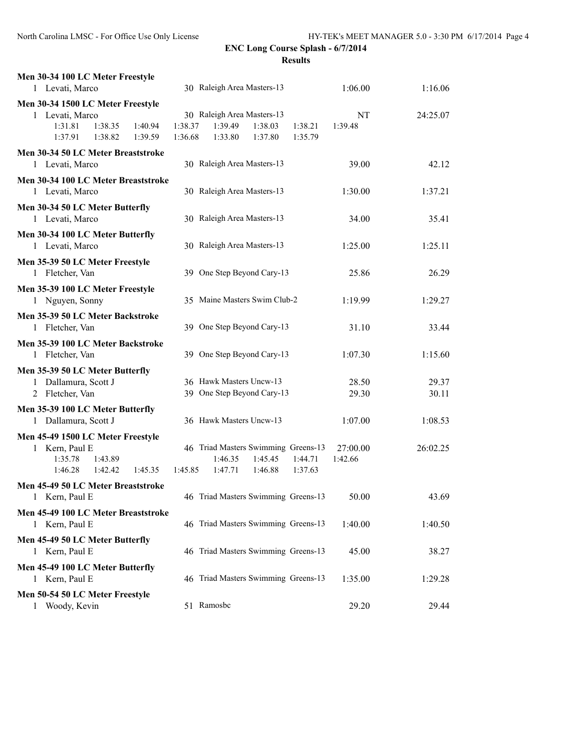## ENC Long Course Splash - 6/7/2014

### Results

**Men 30-34 100 LC Meter Freestyle**

| Place | Name | Age | Team | Seed Time | Finals Time |
|---|---|---|---|---|---|
| 1 | Levati, Marco | 30 | Raleigh Area Masters-13 | 1:06.00 | 1:16.06 |

**Men 30-34 1500 LC Meter Freestyle**

| Place | Name | Age | Team | Seed Time | Finals Time |
|---|---|---|---|---|---|
| 1 | Levati, Marco | 30 | Raleigh Area Masters-13 | NT | 24:25.07 |

1:31.81 1:38.35 1:40.94 1:38.37 1:39.49 1:38.03 1:38.21 1:39.48
1:37.91 1:38.82 1:39.59 1:36.68 1:33.80 1:37.80 1:35.79

**Men 30-34 50 LC Meter Breaststroke**

| Place | Name | Age | Team | Seed Time | Finals Time |
|---|---|---|---|---|---|
| 1 | Levati, Marco | 30 | Raleigh Area Masters-13 | 39.00 | 42.12 |

**Men 30-34 100 LC Meter Breaststroke**

| Place | Name | Age | Team | Seed Time | Finals Time |
|---|---|---|---|---|---|
| 1 | Levati, Marco | 30 | Raleigh Area Masters-13 | 1:30.00 | 1:37.21 |

**Men 30-34 50 LC Meter Butterfly**

| Place | Name | Age | Team | Seed Time | Finals Time |
|---|---|---|---|---|---|
| 1 | Levati, Marco | 30 | Raleigh Area Masters-13 | 34.00 | 35.41 |

**Men 30-34 100 LC Meter Butterfly**

| Place | Name | Age | Team | Seed Time | Finals Time |
|---|---|---|---|---|---|
| 1 | Levati, Marco | 30 | Raleigh Area Masters-13 | 1:25.00 | 1:25.11 |

**Men 35-39 50 LC Meter Freestyle**

| Place | Name | Age | Team | Seed Time | Finals Time |
|---|---|---|---|---|---|
| 1 | Fletcher, Van | 39 | One Step Beyond Cary-13 | 25.86 | 26.29 |

**Men 35-39 100 LC Meter Freestyle**

| Place | Name | Age | Team | Seed Time | Finals Time |
|---|---|---|---|---|---|
| 1 | Nguyen, Sonny | 35 | Maine Masters Swim Club-2 | 1:19.99 | 1:29.27 |

**Men 35-39 50 LC Meter Backstroke**

| Place | Name | Age | Team | Seed Time | Finals Time |
|---|---|---|---|---|---|
| 1 | Fletcher, Van | 39 | One Step Beyond Cary-13 | 31.10 | 33.44 |

**Men 35-39 100 LC Meter Backstroke**

| Place | Name | Age | Team | Seed Time | Finals Time |
|---|---|---|---|---|---|
| 1 | Fletcher, Van | 39 | One Step Beyond Cary-13 | 1:07.30 | 1:15.60 |

**Men 35-39 50 LC Meter Butterfly**

| Place | Name | Age | Team | Seed Time | Finals Time |
|---|---|---|---|---|---|
| 1 | Dallamura, Scott J | 36 | Hawk Masters Uncw-13 | 28.50 | 29.37 |
| 2 | Fletcher, Van | 39 | One Step Beyond Cary-13 | 29.30 | 30.11 |

**Men 35-39 100 LC Meter Butterfly**

| Place | Name | Age | Team | Seed Time | Finals Time |
|---|---|---|---|---|---|
| 1 | Dallamura, Scott J | 36 | Hawk Masters Uncw-13 | 1:07.00 | 1:08.53 |

**Men 45-49 1500 LC Meter Freestyle**

| Place | Name | Age | Team | Seed Time | Finals Time |
|---|---|---|---|---|---|
| 1 | Kern, Paul E | 46 | Triad Masters Swimming Greens-13 | 27:00.00 | 26:02.25 |

1:35.78 1:43.89 1:46.35 1:45.45 1:44.71 1:42.66
1:46.28 1:42.42 1:45.35 1:45.85 1:47.71 1:46.88 1:37.63

**Men 45-49 50 LC Meter Breaststroke**

| Place | Name | Age | Team | Seed Time | Finals Time |
|---|---|---|---|---|---|
| 1 | Kern, Paul E | 46 | Triad Masters Swimming Greens-13 | 50.00 | 43.69 |

**Men 45-49 100 LC Meter Breaststroke**

| Place | Name | Age | Team | Seed Time | Finals Time |
|---|---|---|---|---|---|
| 1 | Kern, Paul E | 46 | Triad Masters Swimming Greens-13 | 1:40.00 | 1:40.50 |

**Men 45-49 50 LC Meter Butterfly**

| Place | Name | Age | Team | Seed Time | Finals Time |
|---|---|---|---|---|---|
| 1 | Kern, Paul E | 46 | Triad Masters Swimming Greens-13 | 45.00 | 38.27 |

**Men 45-49 100 LC Meter Butterfly**

| Place | Name | Age | Team | Seed Time | Finals Time |
|---|---|---|---|---|---|
| 1 | Kern, Paul E | 46 | Triad Masters Swimming Greens-13 | 1:35.00 | 1:29.28 |

**Men 50-54 50 LC Meter Freestyle**

| Place | Name | Age | Team | Seed Time | Finals Time |
|---|---|---|---|---|---|
| 1 | Woody, Kevin | 51 | Ramosbc | 29.20 | 29.44 |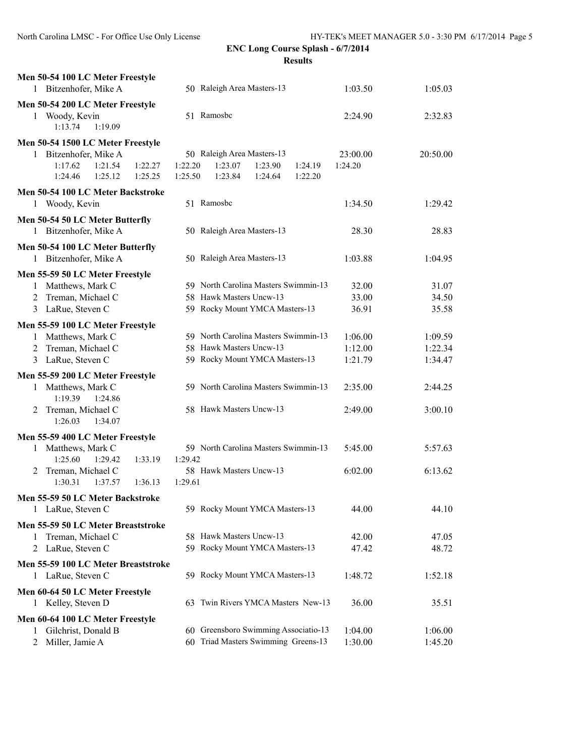**ENC Long Course Splash - 6/7/2014**

**Results**

**Men 50-54 100 LC Meter Freestyle**

| | Name | Age | Team | Seed Time | Finals Time |
|---|---|---|---|---|---|
| 1 | Bitzenhofer, Mike A | 50 | Raleigh Area Masters-13 | 1:03.50 | 1:05.03 |

**Men 50-54 200 LC Meter Freestyle**

| | Name | Age | Team | Seed Time | Finals Time |
|---|---|---|---|---|---|
| 1 | Woody, Kevin | 51 | Ramosbc | 2:24.90 | 2:32.83 |

1:13.74 1:19.09

**Men 50-54 1500 LC Meter Freestyle**

| | Name | Age | Team | Seed Time | Finals Time |
|---|---|---|---|---|---|
| 1 | Bitzenhofer, Mike A | 50 | Raleigh Area Masters-13 | 23:00.00 | 20:50.00 |

1:17.62 1:21.54 1:22.27 1:22.20 1:23.07 1:23.90 1:24.19 1:24.20
1:24.46 1:25.12 1:25.25 1:25.50 1:23.84 1:24.64 1:22.20

**Men 50-54 100 LC Meter Backstroke**

| | Name | Age | Team | Seed Time | Finals Time |
|---|---|---|---|---|---|
| 1 | Woody, Kevin | 51 | Ramosbc | 1:34.50 | 1:29.42 |

**Men 50-54 50 LC Meter Butterfly**

| | Name | Age | Team | Seed Time | Finals Time |
|---|---|---|---|---|---|
| 1 | Bitzenhofer, Mike A | 50 | Raleigh Area Masters-13 | 28.30 | 28.83 |

**Men 50-54 100 LC Meter Butterfly**

| | Name | Age | Team | Seed Time | Finals Time |
|---|---|---|---|---|---|
| 1 | Bitzenhofer, Mike A | 50 | Raleigh Area Masters-13 | 1:03.88 | 1:04.95 |

**Men 55-59 50 LC Meter Freestyle**

| | Name | Age | Team | Seed Time | Finals Time |
|---|---|---|---|---|---|
| 1 | Matthews, Mark C | 59 | North Carolina Masters Swimmin-13 | 32.00 | 31.07 |
| 2 | Treman, Michael C | 58 | Hawk Masters Uncw-13 | 33.00 | 34.50 |
| 3 | LaRue, Steven C | 59 | Rocky Mount YMCA Masters-13 | 36.91 | 35.58 |

**Men 55-59 100 LC Meter Freestyle**

| | Name | Age | Team | Seed Time | Finals Time |
|---|---|---|---|---|---|
| 1 | Matthews, Mark C | 59 | North Carolina Masters Swimmin-13 | 1:06.00 | 1:09.59 |
| 2 | Treman, Michael C | 58 | Hawk Masters Uncw-13 | 1:12.00 | 1:22.34 |
| 3 | LaRue, Steven C | 59 | Rocky Mount YMCA Masters-13 | 1:21.79 | 1:34.47 |

**Men 55-59 200 LC Meter Freestyle**

| | Name | Age | Team | Seed Time | Finals Time |
|---|---|---|---|---|---|
| 1 | Matthews, Mark C | 59 | North Carolina Masters Swimmin-13 | 2:35.00 | 2:44.25 |
| | 1:19.39 1:24.86 | | | | |
| 2 | Treman, Michael C | 58 | Hawk Masters Uncw-13 | 2:49.00 | 3:00.10 |
| | 1:26.03 1:34.07 | | | | |

**Men 55-59 400 LC Meter Freestyle**

| | Name | Age | Team | Seed Time | Finals Time |
|---|---|---|---|---|---|
| 1 | Matthews, Mark C | 59 | North Carolina Masters Swimmin-13 | 5:45.00 | 5:57.63 |
| | 1:25.60 1:29.42 1:33.19 1:29.42 | | | | |
| 2 | Treman, Michael C | 58 | Hawk Masters Uncw-13 | 6:02.00 | 6:13.62 |
| | 1:30.31 1:37.57 1:36.13 1:29.61 | | | | |

**Men 55-59 50 LC Meter Backstroke**

| | Name | Age | Team | Seed Time | Finals Time |
|---|---|---|---|---|---|
| 1 | LaRue, Steven C | 59 | Rocky Mount YMCA Masters-13 | 44.00 | 44.10 |

**Men 55-59 50 LC Meter Breaststroke**

| | Name | Age | Team | Seed Time | Finals Time |
|---|---|---|---|---|---|
| 1 | Treman, Michael C | 58 | Hawk Masters Uncw-13 | 42.00 | 47.05 |
| 2 | LaRue, Steven C | 59 | Rocky Mount YMCA Masters-13 | 47.42 | 48.72 |

**Men 55-59 100 LC Meter Breaststroke**

| | Name | Age | Team | Seed Time | Finals Time |
|---|---|---|---|---|---|
| 1 | LaRue, Steven C | 59 | Rocky Mount YMCA Masters-13 | 1:48.72 | 1:52.18 |

**Men 60-64 50 LC Meter Freestyle**

| | Name | Age | Team | Seed Time | Finals Time |
|---|---|---|---|---|---|
| 1 | Kelley, Steven D | 63 | Twin Rivers YMCA Masters New-13 | 36.00 | 35.51 |

**Men 60-64 100 LC Meter Freestyle**

| | Name | Age | Team | Seed Time | Finals Time |
|---|---|---|---|---|---|
| 1 | Gilchrist, Donald B | 60 | Greensboro Swimming Associatio-13 | 1:04.00 | 1:06.00 |
| 2 | Miller, Jamie A | 60 | Triad Masters Swimming Greens-13 | 1:30.00 | 1:45.20 |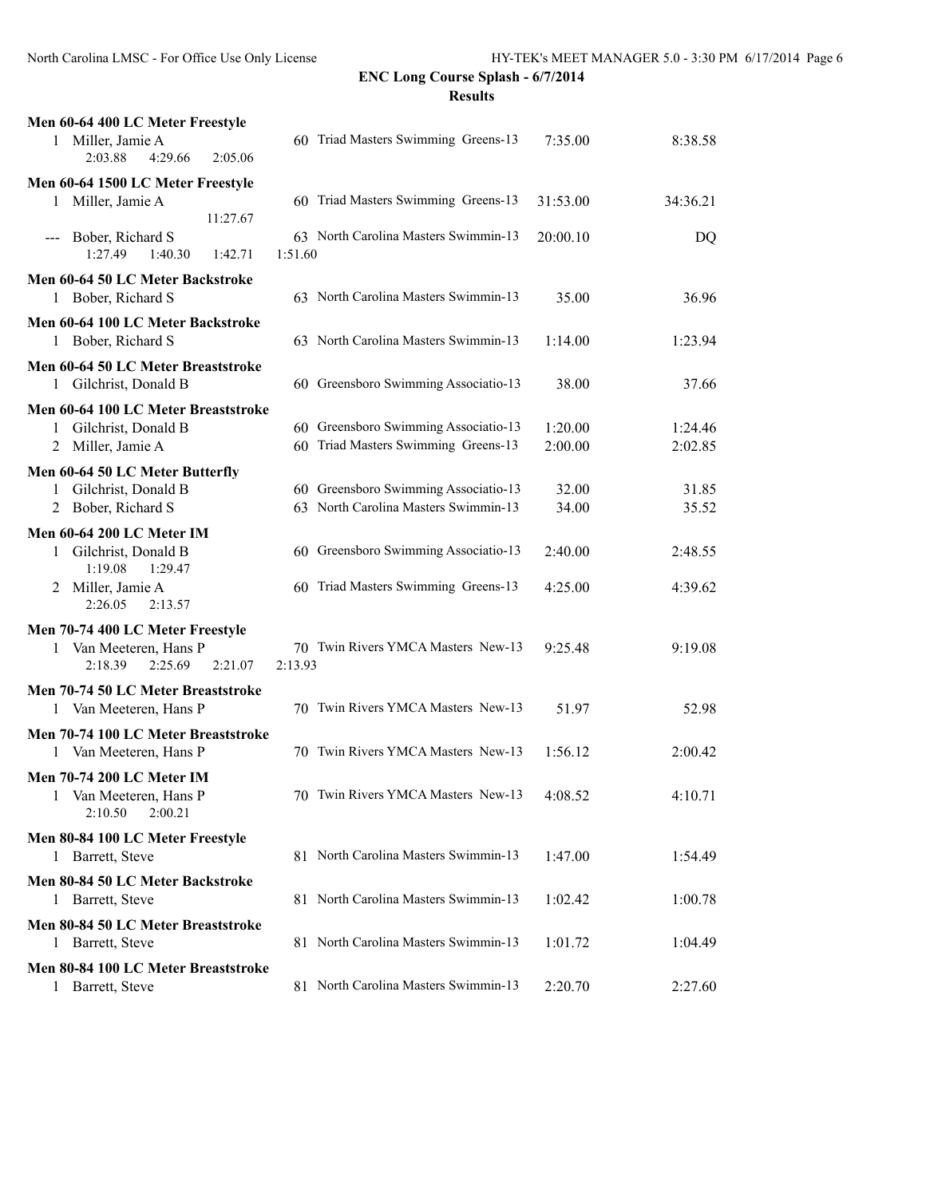## ENC Long Course Splash - 6/7/2014

### Results

**Men 60-64 400 LC Meter Freestyle**

| | Name | Age | Team | Seed Time | Finals Time |
|---|---|---|---|---|---|
| 1 | Miller, Jamie A | 60 | Triad Masters Swimming Greens-13 | 7:35.00 | 8:38.58 |
| | 2:03.88 4:29.66 2:05.06 | | | | |

**Men 60-64 1500 LC Meter Freestyle**

| | Name | Age | Team | Seed Time | Finals Time |
|---|---|---|---|---|---|
| 1 | Miller, Jamie A | 60 | Triad Masters Swimming Greens-13 | 31:53.00 | 34:36.21 |
| | 11:27.67 | | | | |
| --- | Bober, Richard S | 63 | North Carolina Masters Swimmin-13 | 20:00.10 | DQ |
| | 1:27.49 1:40.30 1:42.71 1:51.60 | | | | |

**Men 60-64 50 LC Meter Backstroke**

| | Name | Age | Team | Seed Time | Finals Time |
|---|---|---|---|---|---|
| 1 | Bober, Richard S | 63 | North Carolina Masters Swimmin-13 | 35.00 | 36.96 |

**Men 60-64 100 LC Meter Backstroke**

| | Name | Age | Team | Seed Time | Finals Time |
|---|---|---|---|---|---|
| 1 | Bober, Richard S | 63 | North Carolina Masters Swimmin-13 | 1:14.00 | 1:23.94 |

**Men 60-64 50 LC Meter Breaststroke**

| | Name | Age | Team | Seed Time | Finals Time |
|---|---|---|---|---|---|
| 1 | Gilchrist, Donald B | 60 | Greensboro Swimming Associatio-13 | 38.00 | 37.66 |

**Men 60-64 100 LC Meter Breaststroke**

| | Name | Age | Team | Seed Time | Finals Time |
|---|---|---|---|---|---|
| 1 | Gilchrist, Donald B | 60 | Greensboro Swimming Associatio-13 | 1:20.00 | 1:24.46 |
| 2 | Miller, Jamie A | 60 | Triad Masters Swimming Greens-13 | 2:00.00 | 2:02.85 |

**Men 60-64 50 LC Meter Butterfly**

| | Name | Age | Team | Seed Time | Finals Time |
|---|---|---|---|---|---|
| 1 | Gilchrist, Donald B | 60 | Greensboro Swimming Associatio-13 | 32.00 | 31.85 |
| 2 | Bober, Richard S | 63 | North Carolina Masters Swimmin-13 | 34.00 | 35.52 |

**Men 60-64 200 LC Meter IM**

| | Name | Age | Team | Seed Time | Finals Time |
|---|---|---|---|---|---|
| 1 | Gilchrist, Donald B | 60 | Greensboro Swimming Associatio-13 | 2:40.00 | 2:48.55 |
| | 1:19.08 1:29.47 | | | | |
| 2 | Miller, Jamie A | 60 | Triad Masters Swimming Greens-13 | 4:25.00 | 4:39.62 |
| | 2:26.05 2:13.57 | | | | |

**Men 70-74 400 LC Meter Freestyle**

| | Name | Age | Team | Seed Time | Finals Time |
|---|---|---|---|---|---|
| 1 | Van Meeteren, Hans P | 70 | Twin Rivers YMCA Masters New-13 | 9:25.48 | 9:19.08 |
| | 2:18.39 2:25.69 2:21.07 2:13.93 | | | | |

**Men 70-74 50 LC Meter Breaststroke**

| | Name | Age | Team | Seed Time | Finals Time |
|---|---|---|---|---|---|
| 1 | Van Meeteren, Hans P | 70 | Twin Rivers YMCA Masters New-13 | 51.97 | 52.98 |

**Men 70-74 100 LC Meter Breaststroke**

| | Name | Age | Team | Seed Time | Finals Time |
|---|---|---|---|---|---|
| 1 | Van Meeteren, Hans P | 70 | Twin Rivers YMCA Masters New-13 | 1:56.12 | 2:00.42 |

**Men 70-74 200 LC Meter IM**

| | Name | Age | Team | Seed Time | Finals Time |
|---|---|---|---|---|---|
| 1 | Van Meeteren, Hans P | 70 | Twin Rivers YMCA Masters New-13 | 4:08.52 | 4:10.71 |
| | 2:10.50 2:00.21 | | | | |

**Men 80-84 100 LC Meter Freestyle**

| | Name | Age | Team | Seed Time | Finals Time |
|---|---|---|---|---|---|
| 1 | Barrett, Steve | 81 | North Carolina Masters Swimmin-13 | 1:47.00 | 1:54.49 |

**Men 80-84 50 LC Meter Backstroke**

| | Name | Age | Team | Seed Time | Finals Time |
|---|---|---|---|---|---|
| 1 | Barrett, Steve | 81 | North Carolina Masters Swimmin-13 | 1:02.42 | 1:00.78 |

**Men 80-84 50 LC Meter Breaststroke**

| | Name | Age | Team | Seed Time | Finals Time |
|---|---|---|---|---|---|
| 1 | Barrett, Steve | 81 | North Carolina Masters Swimmin-13 | 1:01.72 | 1:04.49 |

**Men 80-84 100 LC Meter Breaststroke**

| | Name | Age | Team | Seed Time | Finals Time |
|---|---|---|---|---|---|
| 1 | Barrett, Steve | 81 | North Carolina Masters Swimmin-13 | 2:20.70 | 2:27.60 |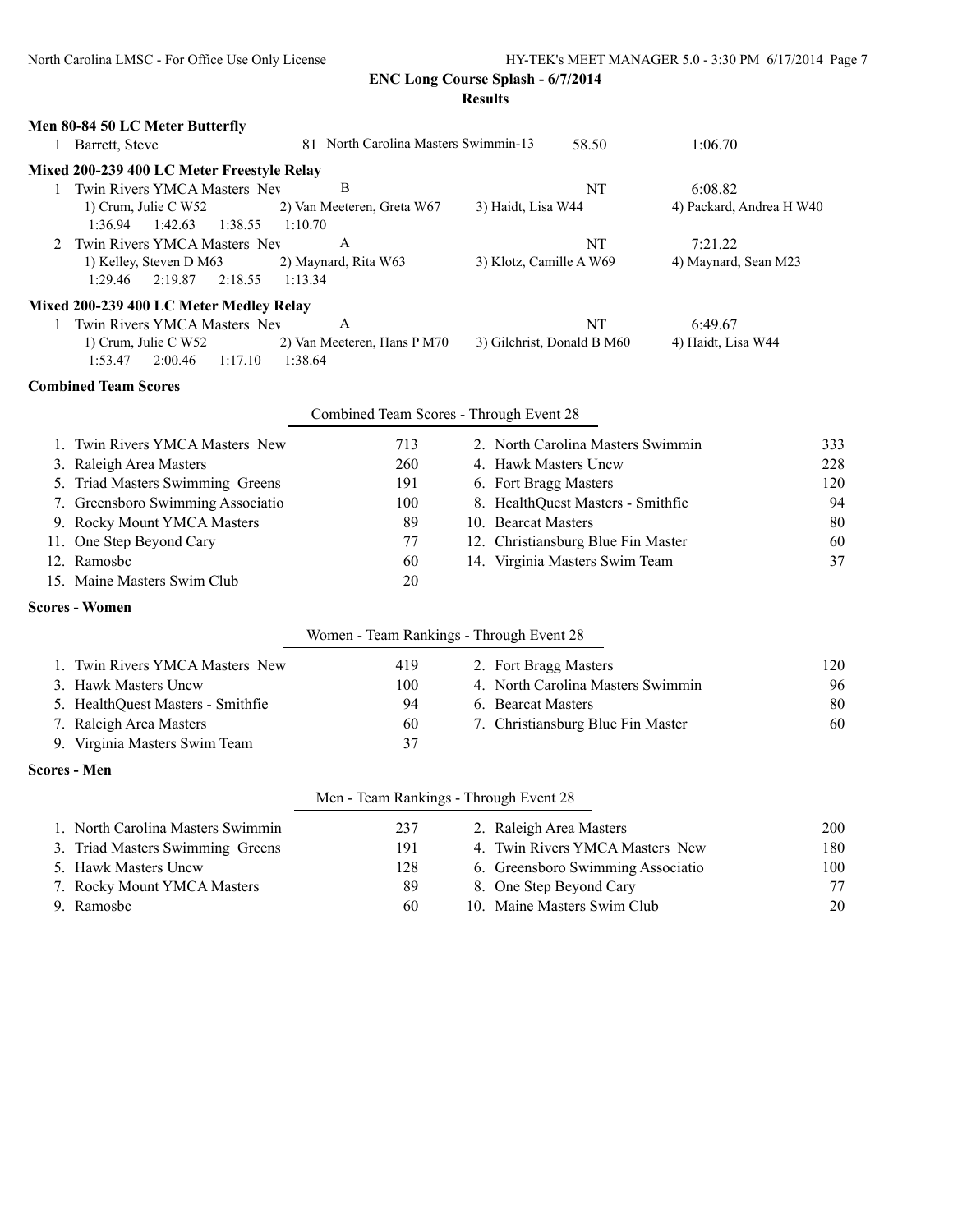**ENC Long Course Splash - 6/7/2014**

**Results**

### Men 80-84 50 LC Meter Butterfly

| | | | | | |
|---|---|---|---|---|---|
| 1 | Barrett, Steve | 81 | North Carolina Masters Swimmin-13 | 58.50 | 1:06.70 |

### Mixed 200-239 400 LC Meter Freestyle Relay

1 Twin Rivers YMCA Masters Nev — B — NT — 6:08.82
1) Crum, Julie C W52 2) Van Meeteren, Greta W67 3) Haidt, Lisa W44 4) Packard, Andrea H W40
1:36.94 1:42.63 1:38.55 1:10.70

2 Twin Rivers YMCA Masters Nev — A — NT — 7:21.22
1) Kelley, Steven D M63 2) Maynard, Rita W63 3) Klotz, Camille A W69 4) Maynard, Sean M23
1:29.46 2:19.87 2:18.55 1:13.34

### Mixed 200-239 400 LC Meter Medley Relay

1 Twin Rivers YMCA Masters Nev — A — NT — 6:49.67
1) Crum, Julie C W52 2) Van Meeteren, Hans P M70 3) Gilchrist, Donald B M60 4) Haidt, Lisa W44
1:53.47 2:00.46 1:17.10 1:38.64

### Combined Team Scores

Combined Team Scores - Through Event 28

| | | | | |
|---|---|---|---|---|
| 1. Twin Rivers YMCA Masters New | 713 | | 2. North Carolina Masters Swimmin | 333 |
| 3. Raleigh Area Masters | 260 | | 4. Hawk Masters Uncw | 228 |
| 5. Triad Masters Swimming Greens | 191 | | 6. Fort Bragg Masters | 120 |
| 7. Greensboro Swimming Associatio | 100 | | 8. HealthQuest Masters - Smithfie | 94 |
| 9. Rocky Mount YMCA Masters | 89 | | 10. Bearcat Masters | 80 |
| 11. One Step Beyond Cary | 77 | | 12. Christiansburg Blue Fin Master | 60 |
| 12. Ramosbc | 60 | | 14. Virginia Masters Swim Team | 37 |
| 15. Maine Masters Swim Club | 20 | | | |

### Scores - Women

Women - Team Rankings - Through Event 28

| | | | | |
|---|---|---|---|---|
| 1. Twin Rivers YMCA Masters New | 419 | | 2. Fort Bragg Masters | 120 |
| 3. Hawk Masters Uncw | 100 | | 4. North Carolina Masters Swimmin | 96 |
| 5. HealthQuest Masters - Smithfie | 94 | | 6. Bearcat Masters | 80 |
| 7. Raleigh Area Masters | 60 | | 7. Christiansburg Blue Fin Master | 60 |
| 9. Virginia Masters Swim Team | 37 | | | |

### Scores - Men

Men - Team Rankings - Through Event 28

| | | | | |
|---|---|---|---|---|
| 1. North Carolina Masters Swimmin | 237 | | 2. Raleigh Area Masters | 200 |
| 3. Triad Masters Swimming Greens | 191 | | 4. Twin Rivers YMCA Masters New | 180 |
| 5. Hawk Masters Uncw | 128 | | 6. Greensboro Swimming Associatio | 100 |
| 7. Rocky Mount YMCA Masters | 89 | | 8. One Step Beyond Cary | 77 |
| 9. Ramosbc | 60 | | 10. Maine Masters Swim Club | 20 |